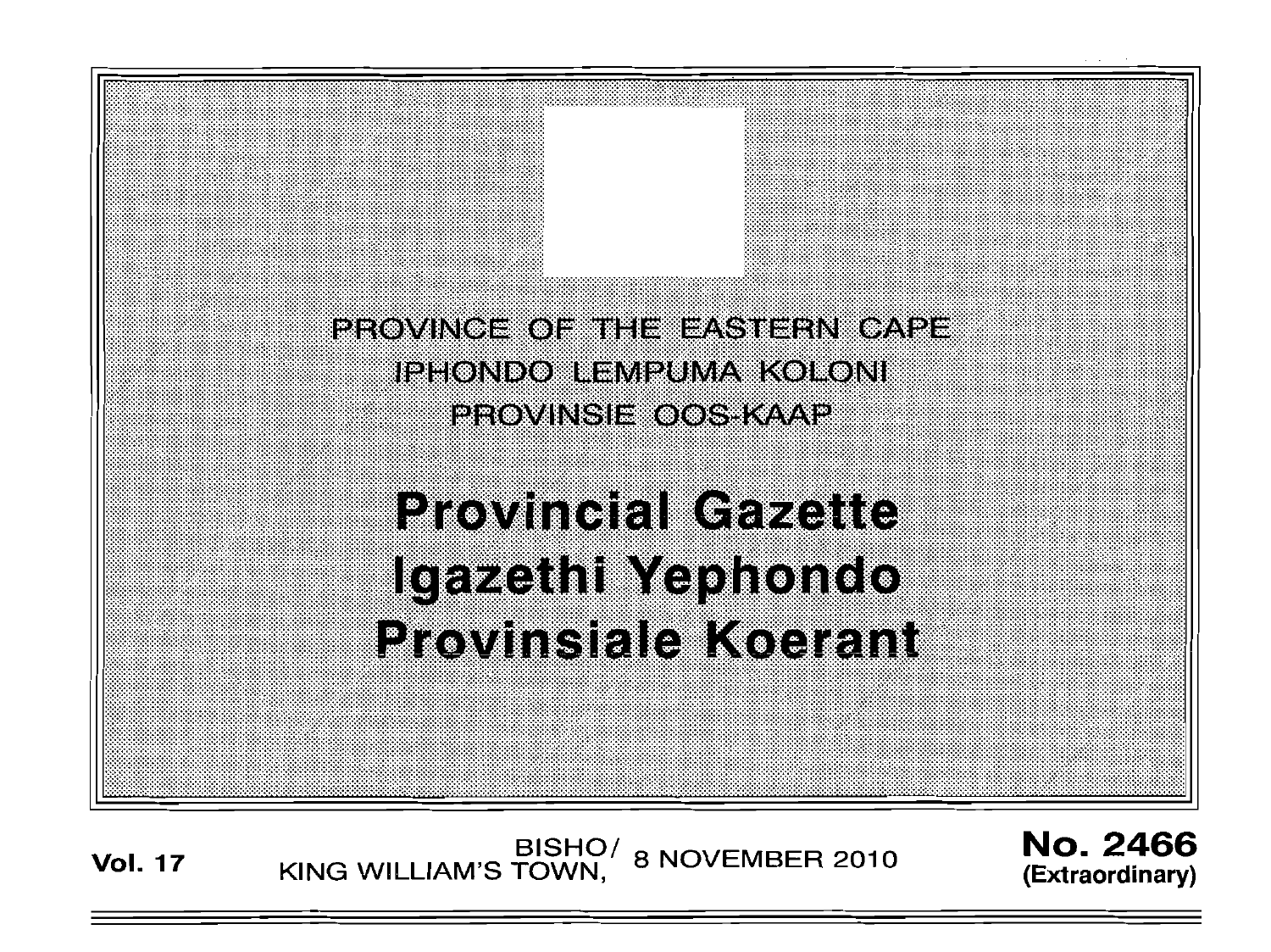PROVINCE OF THE EASTERN CAPE

IPHONDO LEMPUMA KOLONI

PROVINSIE OOS-KAAP

# Provincial Gazette
# Igazethi Yephondo
# Provinsiale Koerant

**Vol. 17** BISHO/ KING WILLIAM'S TOWN, 8 NOVEMBER 2010 **No. 2466 (Extraordinary)**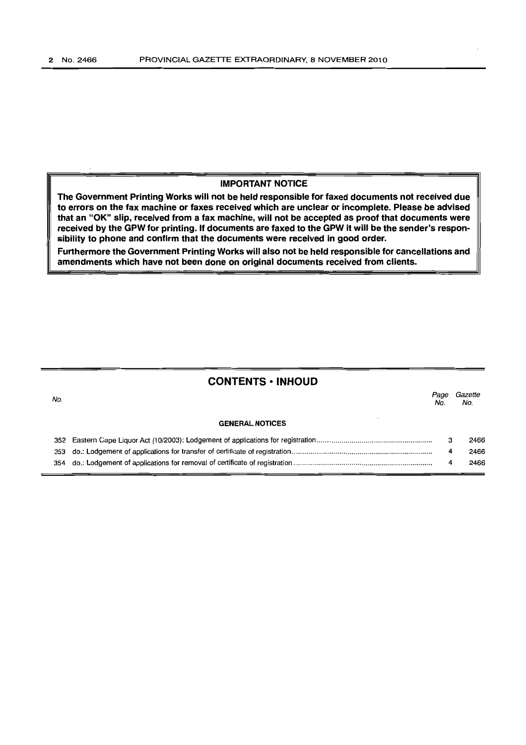**IMPORTANT NOTICE**

**The Government Printing Works will not be held responsible for faxed documents not received due to errors on the fax machine or faxes received which are unclear or incomplete. Please be advised that an "OK" slip, received from a fax machine, will not be accepted as proof that documents were received by the GPW for printing. If documents are faxed to the GPW it will be the sender's responsibility to phone and confirm that the documents were received in good order.**

**Furthermore the Government Printing Works will also not be held responsible for cancellations and amendments which have not been done on original documents received from clients.**

## CONTENTS • INHOUD

| No. | | Page No. | Gazette No. |
|---|---|---|---|
| | **GENERAL NOTICES** | | |
| 352 | Eastern Cape Liquor Act (10/2003): Lodgement of applications for registration | 3 | 2466 |
| 353 | do.: Lodgement of applications for transfer of certificate of registration | 4 | 2466 |
| 354 | do.: Lodgement of applications for removal of certificate of registration | 4 | 2466 |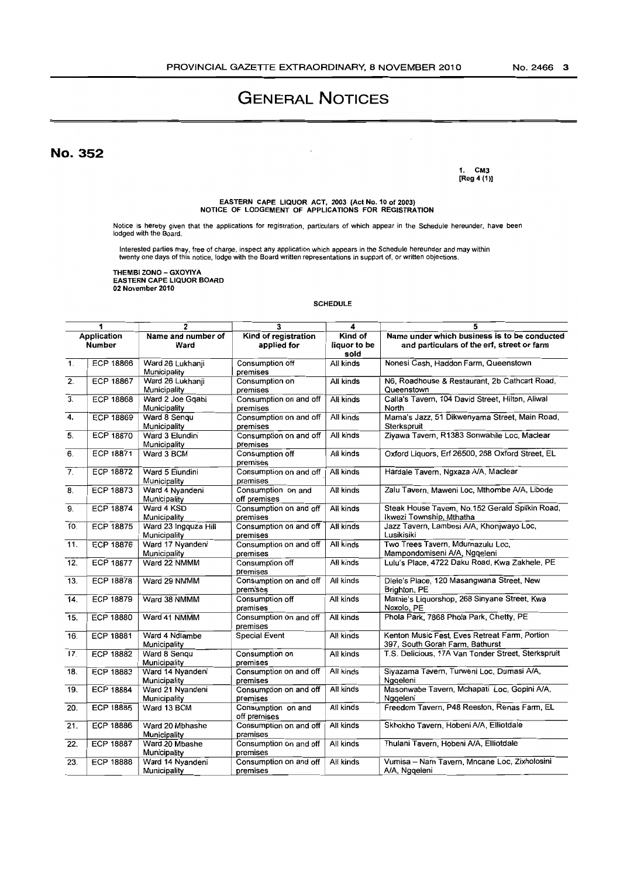# General Notices

## No. 352

1. CM3
[Reg 4 (1)]

**EASTERN CAPE LIQUOR ACT, 2003 (Act No. 10 of 2003)**
**NOTICE OF LODGEMENT OF APPLICATIONS FOR REGISTRATION**

Notice is hereby given that the applications for registration, particulars of which appear in the Schedule hereunder, have been lodged with the Board.

Interested parties may, free of charge, inspect any application which appears in the Schedule hereunder and may within twenty one days of this notice, lodge with the Board written representations in support of, or written objections.

**THEMBI ZONO – GXOYIYA**
**EASTERN CAPE LIQUOR BOARD**
**02 November 2010**

SCHEDULE

| 1 | | 2 | 3 | 4 | 5 |
|---|---|---|---|---|---|
| Application Number | | Name and number of Ward | Kind of registration applied for | Kind of liquor to be sold | Name under which business is to be conducted and particulars of the erf, street or farm |
| 1. | ECP 18866 | Ward 26 Lukhanji Municipality | Consumption off premises | All kinds | Nonesi Cash, Haddon Farm, Queenstown |
| 2. | ECP 18867 | Ward 26 Lukhanji Municipality | Consumption on premises | All kinds | N6, Roadhouse & Restaurant, 2b Cathcart Road, Queenstown |
| 3. | ECP 18868 | Ward 2 Joe Gqabi Municipality | Consumption on and off premises | All kinds | Calla's Tavern, 104 David Street, Hilton, Aliwal North |
| 4. | ECP 18869 | Ward 8 Senqu Municipality | Consumption on and off premises | All kinds | Mama's Jazz, 51 Dikwenyama Street, Main Road, Sterkspruit |
| 5. | ECP 18870 | Ward 3 Elundini Municipality | Consumption on and off premises | All kinds | Ziyawa Tavern, R1383 Sonwabile Loc, Maclear |
| 6. | ECP 18871 | Ward 3 BCM | Consumption off premises | All kinds | Oxford Liquors, Erf 26500, 258 Oxford Street, EL |
| 7. | ECP 18872 | Ward 5 Elundini Municipality | Consumption on and off premises | All kinds | Hardale Tavern, Ngxaza A/A, Maclear |
| 8. | ECP 18873 | Ward 4 Nyandeni Municipality | Consumption on and off premises | All kinds | Zalu Tavern, Maweni Loc, Mthombe A/A, Libode |
| 9. | ECP 18874 | Ward 4 KSD Municipality | Consumption on and off premises | All kinds | Steak House Tavern, No.152 Gerald Spilkin Road, Ikwezi Township, Mthatha |
| 10. | ECP 18875 | Ward 23 Ingquza Hill Municipality | Consumption on and off premises | All kinds | Jazz Tavern, Lambesi A/A, Khonjwayo Loc, Lusikisiki |
| 11. | ECP 18876 | Ward 17 Nyandeni Municipality | Consumption on and off premises | All kinds | Two Trees Tavern, Mdumazulu Loc, Mampondomiseni A/A, Ngqeleni |
| 12. | ECP 18877 | Ward 22 NMMM | Consumption off premises | All kinds | Lulu's Place, 4722 Daku Road, Kwa Zakhele, PE |
| 13. | ECP 18878 | Ward 29 NMMM | Consumption on and off premises | All kinds | Dlele's Place, 120 Masangwana Street, New Brighton, PE |
| 14. | ECP 18879 | Ward 38 NMMM | Consumption off premises | All kinds | Mamie's Liquorshop, 268 Sinyane Street, Kwa Noxolo, PE |
| 15. | ECP 18880 | Ward 41 NMMM | Consumption on and off premises | All kinds | Phola Park, 7868 Phola Park, Chetty, PE |
| 16. | ECP 18881 | Ward 4 Ndlambe Municipality | Special Event | All kinds | Kenton Music Fest, Eves Retreat Farm, Portion 397, South Gorah Farm, Bathurst |
| 17. | ECP 18882 | Ward 8 Senqu Municipality | Consumption on premises | All kinds | T.S. Delicious, 17A Van Tonder Street, Sterkspruit |
| 18. | ECP 18883 | Ward 14 Nyandeni Municipality | Consumption on and off premises | All kinds | Siyazama Tavern, Turweni Loc, Dumasi A/A, Ngqeleni |
| 19. | ECP 18884 | Ward 21 Nyandeni Municipality | Consumption on and off premises | All kinds | Masonwabe Tavern, Mchapati Loc, Gopini A/A, Ngqeleni |
| 20. | ECP 18885 | Ward 13 BCM | Consumption on and off premises | All kinds | Freedom Tavern, P48 Reeston, Renas Farm, EL |
| 21. | ECP 18886 | Ward 20 Mbhashe Municipality | Consumption on and off premises | All kinds | Skhokho Tavern, Hobeni A/A, Elliotdale |
| 22. | ECP 18887 | Ward 20 Mbashe Municipality | Consumption on and off premises | All kinds | Thulani Tavern, Hobeni A/A, Elliotdale |
| 23. | ECP 18888 | Ward 14 Nyandeni Municipality | Consumption on and off premises | All kinds | Vumisa – Nam Tavern, Mncane Loc, Zixholosini A/A, Ngqeleni |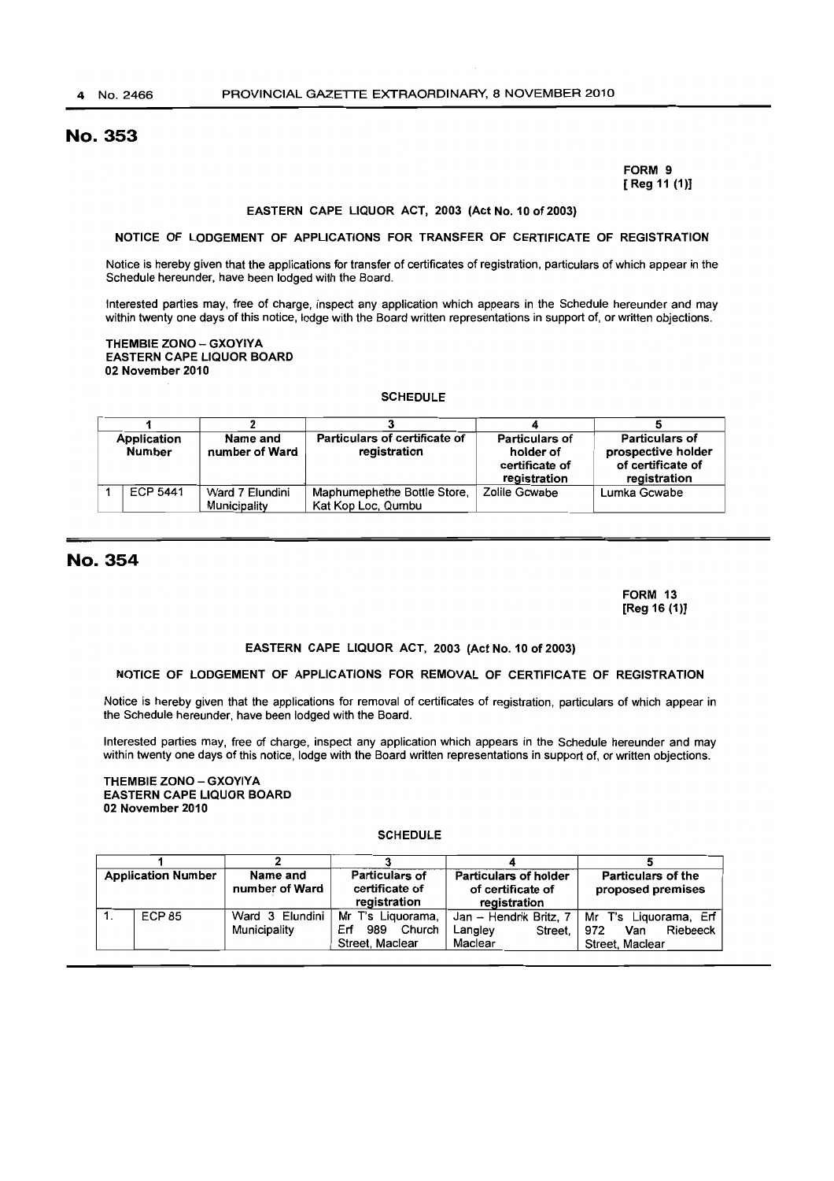## No. 353

**FORM 9**
**[ Reg 11 (1)]**

**EASTERN CAPE LIQUOR ACT, 2003 (Act No. 10 of 2003)**

**NOTICE OF LODGEMENT OF APPLICATIONS FOR TRANSFER OF CERTIFICATE OF REGISTRATION**

Notice is hereby given that the applications for transfer of certificates of registration, particulars of which appear in the Schedule hereunder, have been lodged with the Board.

Interested parties may, free of charge, inspect any application which appears in the Schedule hereunder and may within twenty one days of this notice, lodge with the Board written representations in support of, or written objections.

**THEMBIE ZONO – GXOYIYA**
**EASTERN CAPE LIQUOR BOARD**
**02 November 2010**

**SCHEDULE**

| 1 | | 2 | 3 | 4 | 5 |
|---|---|---|---|---|---|
| **Application Number** | | **Name and number of Ward** | **Particulars of certificate of registration** | **Particulars of holder of certificate of registration** | **Particulars of prospective holder of certificate of registration** |
| 1 | ECP 5441 | Ward 7 Elundini Municipality | Maphumephethe Bottle Store, Kat Kop Loc, Qumbu | Zolile Gcwabe | Lumka Gcwabe |

## No. 354

**FORM 13**
**[Reg 16 (1)]**

**EASTERN CAPE LIQUOR ACT, 2003 (Act No. 10 of 2003)**

**NOTICE OF LODGEMENT OF APPLICATIONS FOR REMOVAL OF CERTIFICATE OF REGISTRATION**

Notice is hereby given that the applications for removal of certificates of registration, particulars of which appear in the Schedule hereunder, have been lodged with the Board.

Interested parties may, free of charge, inspect any application which appears in the Schedule hereunder and may within twenty one days of this notice, lodge with the Board written representations in support of, or written objections.

**THEMBIE ZONO – GXOYIYA**
**EASTERN CAPE LIQUOR BOARD**
**02 November 2010**

**SCHEDULE**

| 1 | | 2 | 3 | 4 | 5 |
|---|---|---|---|---|---|
| **Application Number** | | **Name and number of Ward** | **Particulars of certificate of registration** | **Particulars of holder of certificate of registration** | **Particulars of the proposed premises** |
| 1. | ECP 85 | Ward 3 Elundini Municipality | Mr T's Liquorama, Erf 989 Church Street, Maclear | Jan – Hendrik Britz, 7 Langley Street, Maclear | Mr T's Liquorama, Erf 972 Van Riebeeck Street, Maclear |